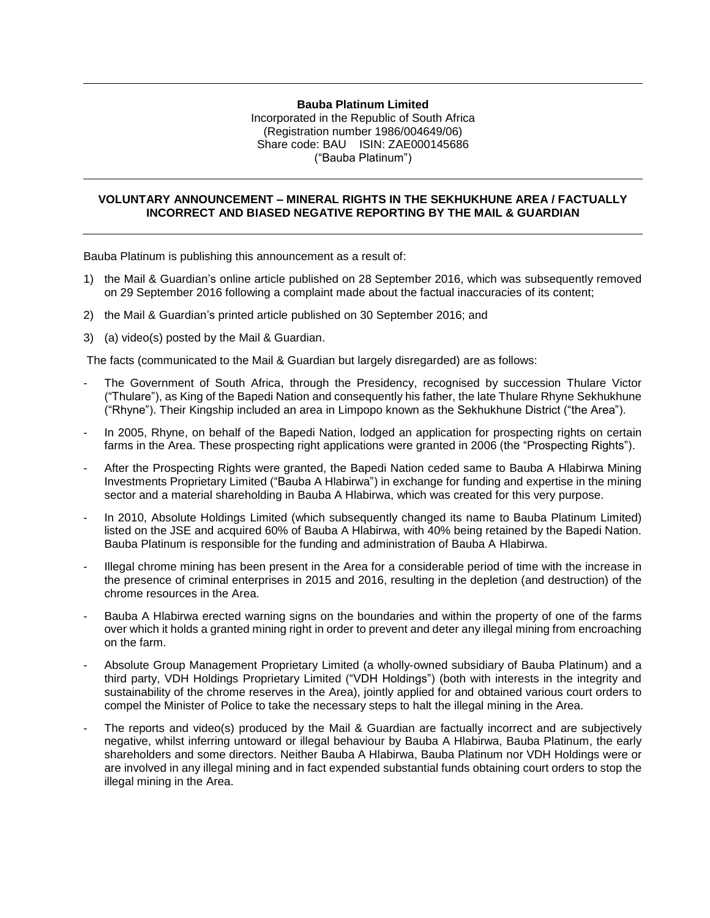**Bauba Platinum Limited**
Incorporated in the Republic of South Africa
(Registration number 1986/004649/06)
Share code: BAU ISIN: ZAE000145686
("Bauba Platinum")

---

**VOLUNTARY ANNOUNCEMENT – MINERAL RIGHTS IN THE SEKHUKHUNE AREA / FACTUALLY INCORRECT AND BIASED NEGATIVE REPORTING BY THE MAIL & GUARDIAN**

---

Bauba Platinum is publishing this announcement as a result of:

1) the Mail & Guardian's online article published on 28 September 2016, which was subsequently removed on 29 September 2016 following a complaint made about the factual inaccuracies of its content;
2) the Mail & Guardian's printed article published on 30 September 2016; and
3) (a) video(s) posted by the Mail & Guardian.

The facts (communicated to the Mail & Guardian but largely disregarded) are as follows:

- The Government of South Africa, through the Presidency, recognised by succession Thulare Victor ("Thulare"), as King of the Bapedi Nation and consequently his father, the late Thulare Rhyne Sekhukhune ("Rhyne"). Their Kingship included an area in Limpopo known as the Sekhukhune District ("the Area").
- In 2005, Rhyne, on behalf of the Bapedi Nation, lodged an application for prospecting rights on certain farms in the Area. These prospecting right applications were granted in 2006 (the "Prospecting Rights").
- After the Prospecting Rights were granted, the Bapedi Nation ceded same to Bauba A Hlabirwa Mining Investments Proprietary Limited ("Bauba A Hlabirwa") in exchange for funding and expertise in the mining sector and a material shareholding in Bauba A Hlabirwa, which was created for this very purpose.
- In 2010, Absolute Holdings Limited (which subsequently changed its name to Bauba Platinum Limited) listed on the JSE and acquired 60% of Bauba A Hlabirwa, with 40% being retained by the Bapedi Nation. Bauba Platinum is responsible for the funding and administration of Bauba A Hlabirwa.
- Illegal chrome mining has been present in the Area for a considerable period of time with the increase in the presence of criminal enterprises in 2015 and 2016, resulting in the depletion (and destruction) of the chrome resources in the Area.
- Bauba A Hlabirwa erected warning signs on the boundaries and within the property of one of the farms over which it holds a granted mining right in order to prevent and deter any illegal mining from encroaching on the farm.
- Absolute Group Management Proprietary Limited (a wholly-owned subsidiary of Bauba Platinum) and a third party, VDH Holdings Proprietary Limited ("VDH Holdings") (both with interests in the integrity and sustainability of the chrome reserves in the Area), jointly applied for and obtained various court orders to compel the Minister of Police to take the necessary steps to halt the illegal mining in the Area.
- The reports and video(s) produced by the Mail & Guardian are factually incorrect and are subjectively negative, whilst inferring untoward or illegal behaviour by Bauba A Hlabirwa, Bauba Platinum, the early shareholders and some directors. Neither Bauba A Hlabirwa, Bauba Platinum nor VDH Holdings were or are involved in any illegal mining and in fact expended substantial funds obtaining court orders to stop the illegal mining in the Area.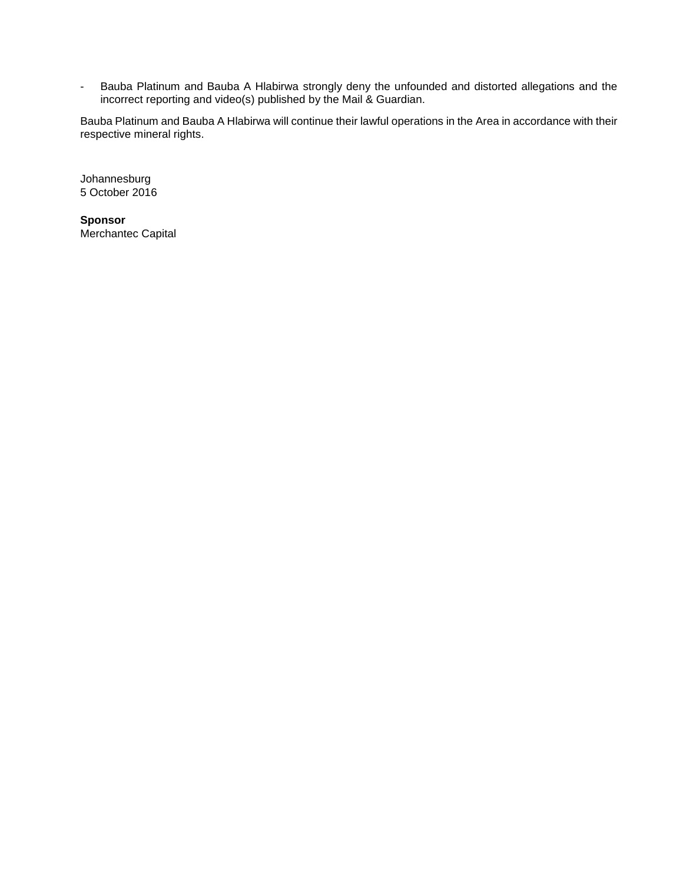- Bauba Platinum and Bauba A Hlabirwa strongly deny the unfounded and distorted allegations and the incorrect reporting and video(s) published by the Mail & Guardian.

Bauba Platinum and Bauba A Hlabirwa will continue their lawful operations in the Area in accordance with their respective mineral rights.

Johannesburg
5 October 2016

**Sponsor**
Merchantec Capital